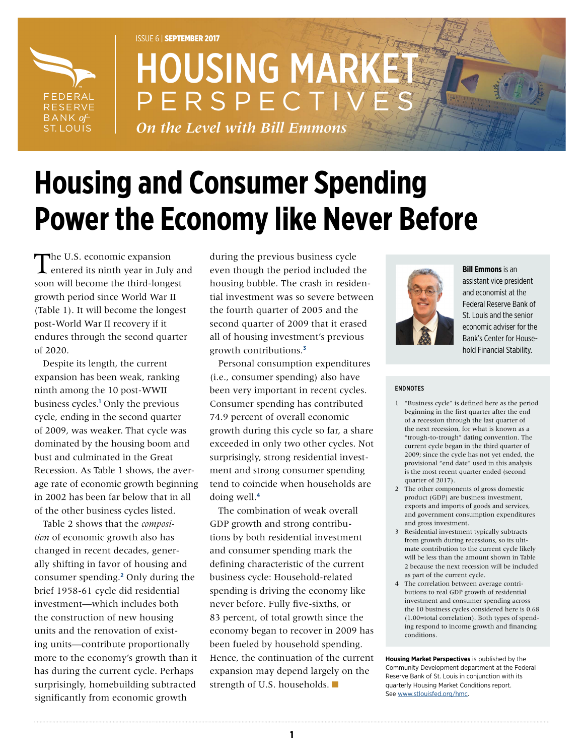ISSUE 6 | **SEPTEMBER 2017**

# HOUSING MARKET PERSPECTIVES

*On the Level with Bill Emmons*

# Housing and Consumer Spending Power the Economy like Never Before

The U.S. economic expansion entered its ninth year in July and soon will become the third-longest growth period since World War II (Table 1). It will become the longest post-World War II recovery if it endures through the second quarter of 2020.

Despite its length, the current expansion has been weak, ranking ninth among the 10 post-WWII business cycles.[1] Only the previous cycle, ending in the second quarter of 2009, was weaker. That cycle was dominated by the housing boom and bust and culminated in the Great Recession. As Table 1 shows, the average rate of economic growth beginning in 2002 has been far below that in all of the other business cycles listed.

Table 2 shows that the *composition* of economic growth also has changed in recent decades, generally shifting in favor of housing and consumer spending.[2] Only during the brief 1958-61 cycle did residential investment—which includes both the construction of new housing units and the renovation of existing units—contribute proportionally more to the economy's growth than it has during the current cycle. Perhaps surprisingly, homebuilding subtracted significantly from economic growth during the previous business cycle even though the period included the housing bubble. The crash in residential investment was so severe between the fourth quarter of 2005 and the second quarter of 2009 that it erased all of housing investment's previous growth contributions.[3]

Personal consumption expenditures (i.e., consumer spending) also have been very important in recent cycles. Consumer spending has contributed 74.9 percent of overall economic growth during this cycle so far, a share exceeded in only two other cycles. Not surprisingly, strong residential investment and strong consumer spending tend to coincide when households are doing well.[4]

The combination of weak overall GDP growth and strong contributions by both residential investment and consumer spending mark the defining characteristic of the current business cycle: Household-related spending is driving the economy like never before. Fully five-sixths, or 83 percent, of total growth since the economy began to recover in 2009 has been fueled by household spending. Hence, the continuation of the current expansion may depend largely on the strength of U.S. households.

**Bill Emmons** is an assistant vice president and economist at the Federal Reserve Bank of St. Louis and the senior economic adviser for the Bank's Center for Household Financial Stability.

#### ENDNOTES

1. "Business cycle" is defined here as the period beginning in the first quarter after the end of a recession through the last quarter of the next recession, for what is known as a "trough-to-trough" dating convention. The current cycle began in the third quarter of 2009; since the cycle has not yet ended, the provisional "end date" used in this analysis is the most recent quarter ended (second quarter of 2017).
2. The other components of gross domestic product (GDP) are business investment, exports and imports of goods and services, and government consumption expenditures and gross investment.
3. Residential investment typically subtracts from growth during recessions, so its ultimate contribution to the current cycle likely will be less than the amount shown in Table 2 because the next recession will be included as part of the current cycle.
4. The correlation between average contributions to real GDP growth of residential investment and consumer spending across the 10 business cycles considered here is 0.68 (1.00=total correlation). Both types of spending respond to income growth and financing conditions.

**Housing Market Perspectives** is published by the Community Development department at the Federal Reserve Bank of St. Louis in conjunction with its quarterly Housing Market Conditions report. See www.stlouisfed.org/hmc.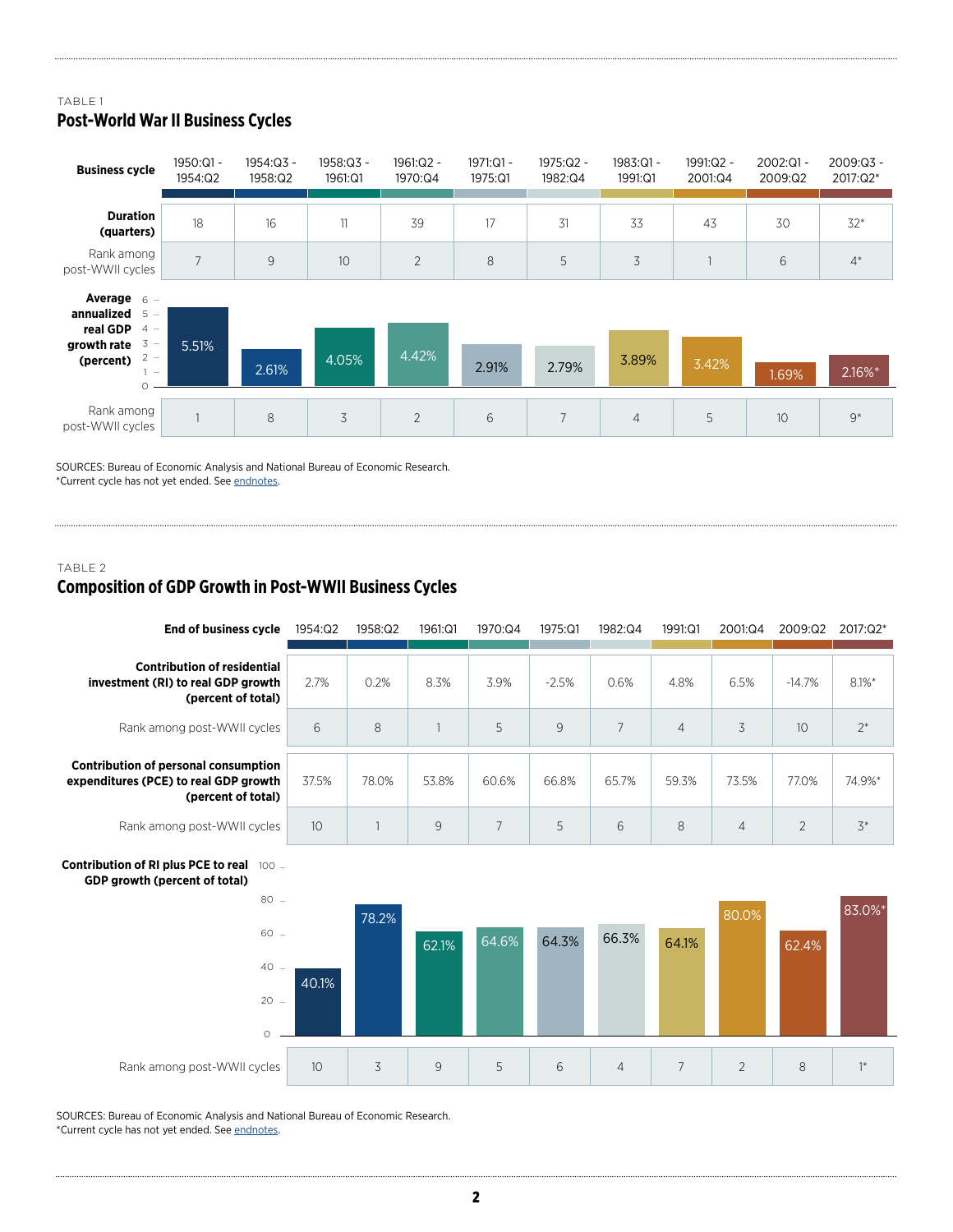TABLE 1

## Post-World War II Business Cycles

| Business cycle | 1950:Q1 - 1954:Q2 | 1954:Q3 - 1958:Q2 | 1958:Q3 - 1961:Q1 | 1961:Q2 - 1970:Q4 | 1971:Q1 - 1975:Q1 | 1975:Q2 - 1982:Q4 | 1983:Q1 - 1991:Q1 | 1991:Q2 - 2001:Q4 | 2002:Q1 - 2009:Q2 | 2009:Q3 - 2017:Q2* |
|---|---|---|---|---|---|---|---|---|---|---|
| **Duration (quarters)** | 18 | 16 | 11 | 39 | 17 | 31 | 33 | 43 | 30 | 32* |
| Rank among post-WWII cycles | 7 | 9 | 10 | 2 | 8 | 5 | 3 | 1 | 6 | 4* |

**Average annualized real GDP growth rate (percent)**

6
5
4
3
2
1
0

5.51%
2.61%
4.05%
4.42%
2.91%
2.79%
3.89%
3.42%
1.69%
2.16%*

| | | | | | | | | | | |
|---|---|---|---|---|---|---|---|---|---|---|
| Rank among post-WWII cycles | 1 | 8 | 3 | 2 | 6 | 7 | 4 | 5 | 10 | 9* |

SOURCES: Bureau of Economic Analysis and National Bureau of Economic Research.
*Current cycle has not yet ended. See endnotes.

TABLE 2

## Composition of GDP Growth in Post-WWII Business Cycles

| End of business cycle | 1954:Q2 | 1958:Q2 | 1961:Q1 | 1970:Q4 | 1975:Q1 | 1982:Q4 | 1991:Q1 | 2001:Q4 | 2009:Q2 | 2017:Q2* |
|---|---|---|---|---|---|---|---|---|---|---|
| **Contribution of residential investment (RI) to real GDP growth (percent of total)** | 2.7% | 0.2% | 8.3% | 3.9% | -2.5% | 0.6% | 4.8% | 6.5% | -14.7% | 8.1%* |
| Rank among post-WWII cycles | 6 | 8 | 1 | 5 | 9 | 7 | 4 | 3 | 10 | 2* |
| **Contribution of personal consumption expenditures (PCE) to real GDP growth (percent of total)** | 37.5% | 78.0% | 53.8% | 60.6% | 66.8% | 65.7% | 59.3% | 73.5% | 77.0% | 74.9%* |
| Rank among post-WWII cycles | 10 | 1 | 9 | 7 | 5 | 6 | 8 | 4 | 2 | 3* |

**Contribution of RI plus PCE to real GDP growth (percent of total)**

100
80
60
40
20
0

40.1%
78.2%
62.1%
64.6%
64.3%
66.3%
64.1%
80.0%
62.4%
83.0%*

| | | | | | | | | | | |
|---|---|---|---|---|---|---|---|---|---|---|
| Rank among post-WWII cycles | 10 | 3 | 9 | 5 | 6 | 4 | 7 | 2 | 8 | 1* |

SOURCES: Bureau of Economic Analysis and National Bureau of Economic Research.
*Current cycle has not yet ended. See endnotes.